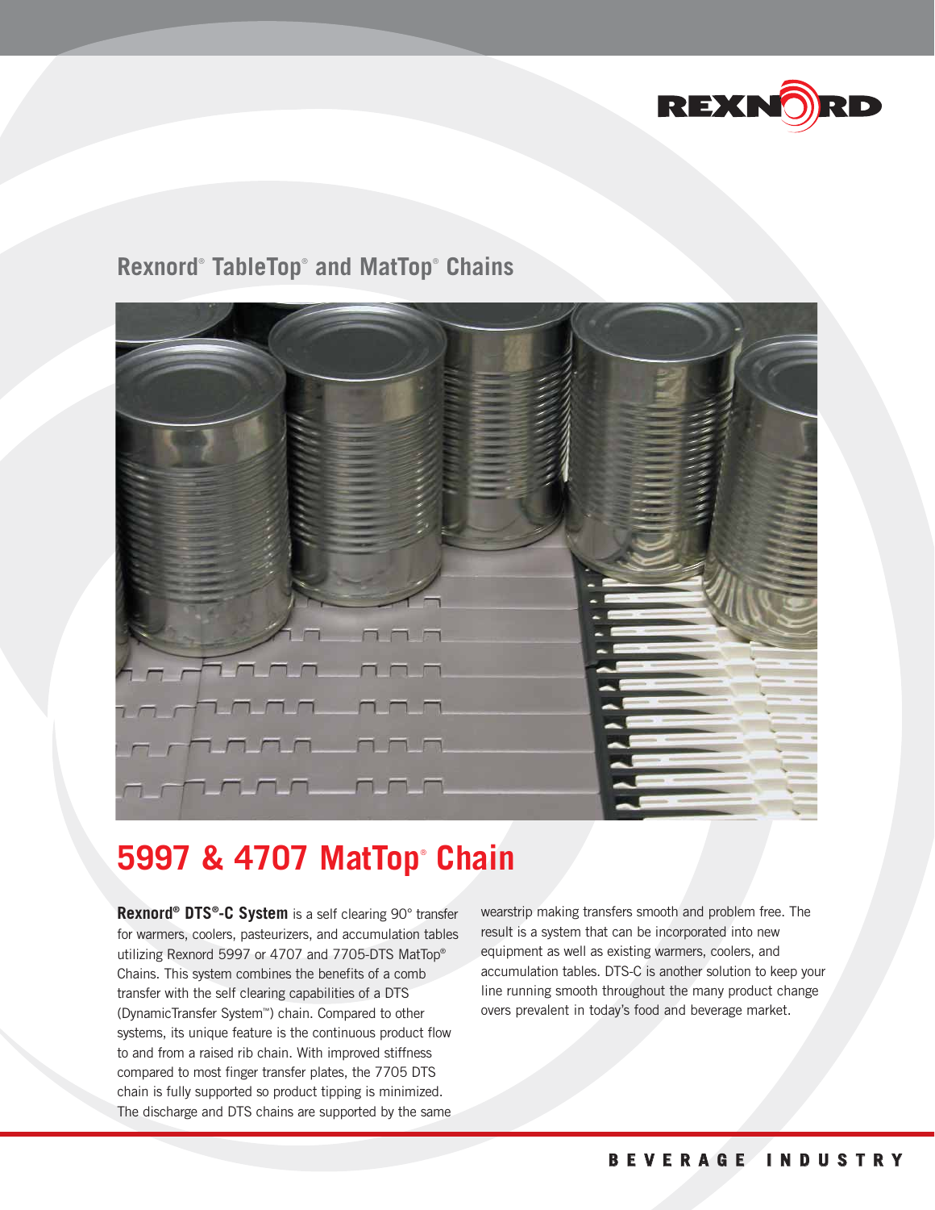Rexnord® TableTop® and MatTop® Chains

# 5997 & 4707 MatTop® Chain

**Rexnord® DTS®-C System** is a self clearing 90° transfer for warmers, coolers, pasteurizers, and accumulation tables utilizing Rexnord 5997 or 4707 and 7705-DTS MatTop® Chains. This system combines the benefits of a comb transfer with the self clearing capabilities of a DTS (DynamicTransfer System™) chain. Compared to other systems, its unique feature is the continuous product flow to and from a raised rib chain. With improved stiffness compared to most finger transfer plates, the 7705 DTS chain is fully supported so product tipping is minimized. The discharge and DTS chains are supported by the same wearstrip making transfers smooth and problem free. The result is a system that can be incorporated into new equipment as well as existing warmers, coolers, and accumulation tables. DTS-C is another solution to keep your line running smooth throughout the many product change overs prevalent in today's food and beverage market.

BEVERAGE INDUSTRY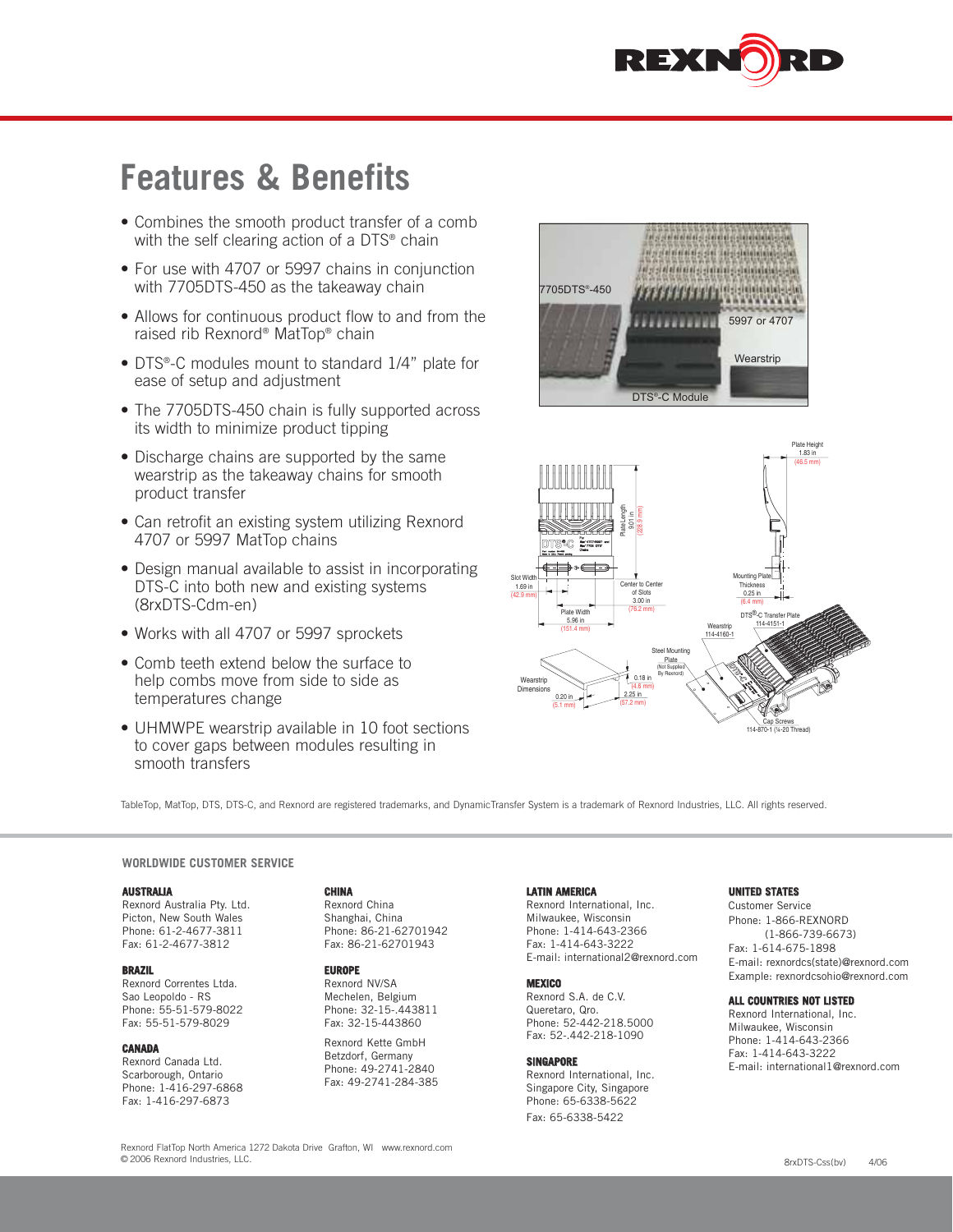# Features & Benefits

- Combines the smooth product transfer of a comb with the self clearing action of a DTS® chain
- For use with 4707 or 5997 chains in conjunction with 7705DTS-450 as the takeaway chain
- Allows for continuous product flow to and from the raised rib Rexnord® MatTop® chain
- DTS®-C modules mount to standard 1/4" plate for ease of setup and adjustment
- The 7705DTS-450 chain is fully supported across its width to minimize product tipping
- Discharge chains are supported by the same wearstrip as the takeaway chains for smooth product transfer
- Can retrofit an existing system utilizing Rexnord 4707 or 5997 MatTop chains
- Design manual available to assist in incorporating DTS-C into both new and existing systems (8rxDTS-Cdm-en)
- Works with all 4707 or 5997 sprockets
- Comb teeth extend below the surface to help combs move from side to side as temperatures change
- UHMWPE wearstrip available in 10 foot sections to cover gaps between modules resulting in smooth transfers

7705DTS®-450

5997 or 4707

Wearstrip

DTS®-C Module

Plate Height 1.83 in (46.5 mm)

Plate Length 9.01 in (228.9 mm)

Slot Width 1.69 in (42.9 mm)

Center to Center of Slots 3.00 in (76.2 mm)

Plate Width 5.96 in (151.4 mm)

Mounting Plate Thickness 0.25 in (6.4 mm)

DTS®-C Transfer Plate 114-4151-1

Wearstrip 114-4160-1

Steel Mounting Plate (Not Supplied By Rexnord)

Wearstrip Dimensions

0.18 in (4.6 mm)

2.25 in (57.2 mm)

0.20 in (5.1 mm)

Cap Screws 114-870-1 (¼-20 Thread)

TableTop, MatTop, DTS, DTS-C, and Rexnord are registered trademarks, and DynamicTransfer System is a trademark of Rexnord Industries, LLC. All rights reserved.

## WORLDWIDE CUSTOMER SERVICE

**AUSTRALIA**
Rexnord Australia Pty. Ltd.
Picton, New South Wales
Phone: 61-2-4677-3811
Fax: 61-2-4677-3812

**BRAZIL**
Rexnord Correntes Ltda.
Sao Leopoldo - RS
Phone: 55-51-579-8022
Fax: 55-51-579-8029

**CANADA**
Rexnord Canada Ltd.
Scarborough, Ontario
Phone: 1-416-297-6868
Fax: 1-416-297-6873

**CHINA**
Rexnord China
Shanghai, China
Phone: 86-21-62701942
Fax: 86-21-62701943

**EUROPE**
Rexnord NV/SA
Mechelen, Belgium
Phone: 32-15-.443811
Fax: 32-15-443860

Rexnord Kette GmbH
Betzdorf, Germany
Phone: 49-2741-2840
Fax: 49-2741-284-385

**LATIN AMERICA**
Rexnord International, Inc.
Milwaukee, Wisconsin
Phone: 1-414-643-2366
Fax: 1-414-643-3222
E-mail: international2@rexnord.com

**MEXICO**
Rexnord S.A. de C.V.
Queretaro, Qro.
Phone: 52-442-218.5000
Fax: 52-.442-218-1090

**SINGAPORE**
Rexnord International, Inc.
Singapore City, Singapore
Phone: 65-6338-5622
Fax: 65-6338-5422

**UNITED STATES**
Customer Service
Phone: 1-866-REXNORD
(1-866-739-6673)
Fax: 1-614-675-1898
E-mail: rexnordcs(state)@rexnord.com
Example: rexnordcsohio@rexnord.com

**ALL COUNTRIES NOT LISTED**
Rexnord International, Inc.
Milwaukee, Wisconsin
Phone: 1-414-643-2366
Fax: 1-414-643-3222
E-mail: international1@rexnord.com

Rexnord FlatTop North America 1272 Dakota Drive Grafton, WI www.rexnord.com
© 2006 Rexnord Industries, LLC.

8rxDTS-Css(bv) 4/06